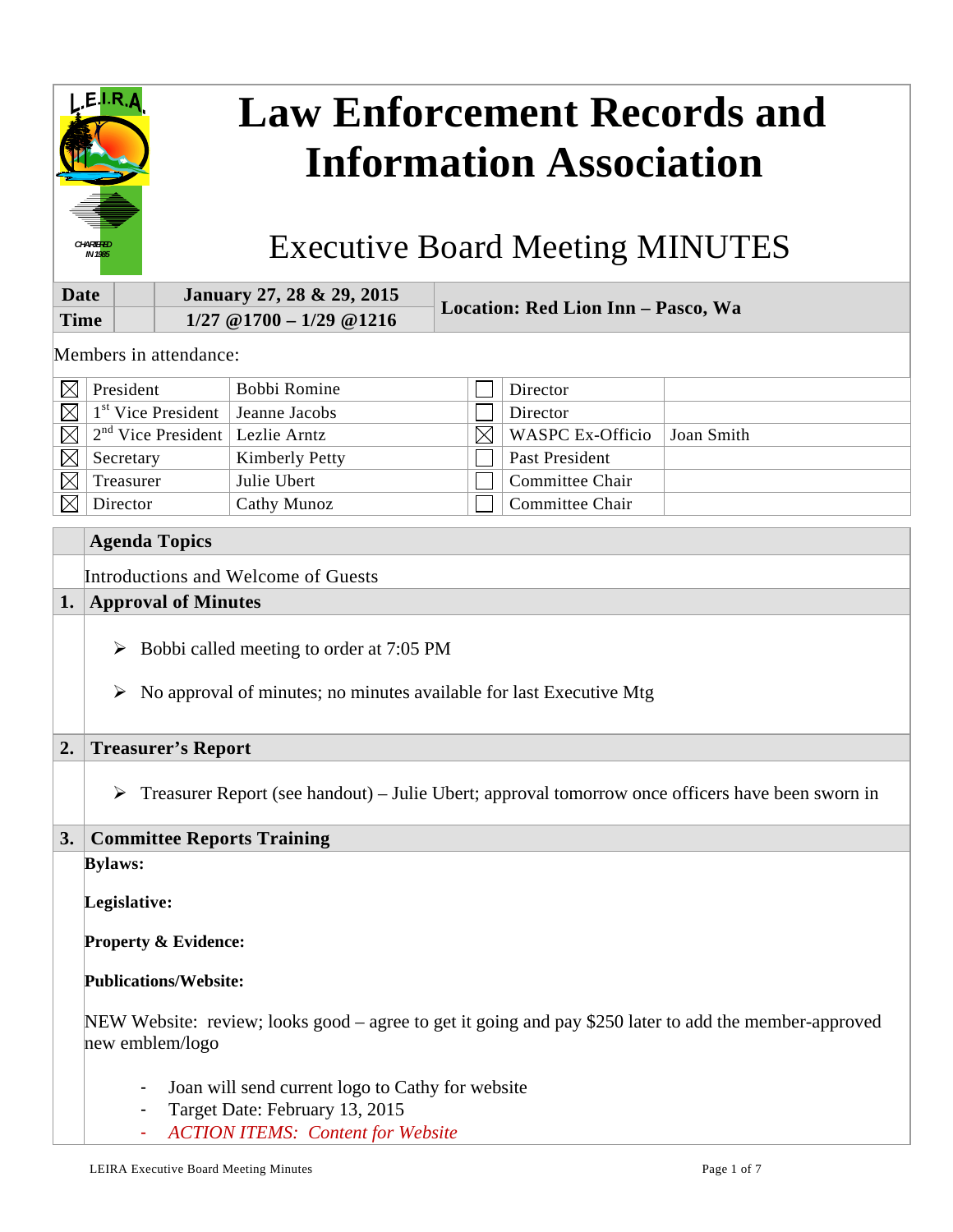# Law Enforcement Records and Information Association

## Executive Board Meeting MINUTES

| Date | | January 27, 28 & 29, 2015 | Location: Red Lion Inn – Pasco, Wa |
|---|---|---|---|
| Time | | 1/27 @1700 – 1/29 @1216 | |

Members in attendance:

| | | | | | |
|---|---|---|---|---|---|
| ☒ | President | Bobbi Romine | ☐ | Director | |
| ☒ | 1st Vice President | Jeanne Jacobs | ☐ | Director | |
| ☒ | 2nd Vice President | Lezlie Arntz | ☒ | WASPC Ex-Officio | Joan Smith |
| ☒ | Secretary | Kimberly Petty | ☐ | Past President | |
| ☒ | Treasurer | Julie Ubert | ☐ | Committee Chair | |
| ☒ | Director | Cathy Munoz | ☐ | Committee Chair | |

### Agenda Topics

Introductions and Welcome of Guests

### 1. Approval of Minutes

- Bobbi called meeting to order at 7:05 PM
- No approval of minutes; no minutes available for last Executive Mtg

### 2. Treasurer's Report

- Treasurer Report (see handout) – Julie Ubert; approval tomorrow once officers have been sworn in

### 3. Committee Reports Training

**Bylaws:**

**Legislative:**

**Property & Evidence:**

**Publications/Website:**

NEW Website: review; looks good – agree to get it going and pay $250 later to add the member-approved new emblem/logo

- Joan will send current logo to Cathy for website
- Target Date: February 13, 2015
- *ACTION ITEMS: Content for Website*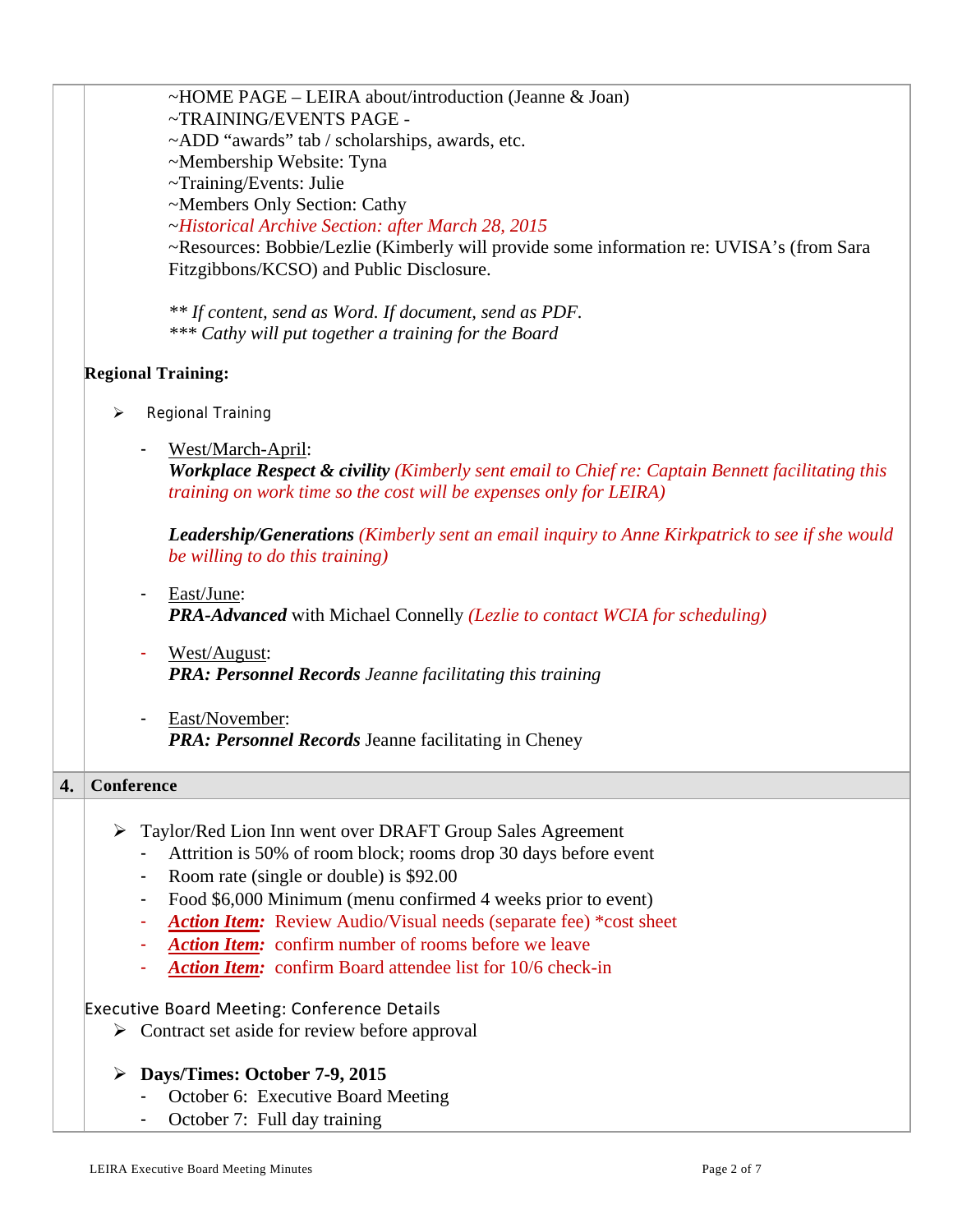~HOME PAGE – LEIRA about/introduction (Jeanne & Joan)
~TRAINING/EVENTS PAGE -
~ADD “awards” tab / scholarships, awards, etc.
~Membership Website: Tyna
~Training/Events: Julie
~Members Only Section: Cathy
~*Historical Archive Section: after March 28, 2015*
~Resources: Bobbie/Lezlie (Kimberly will provide some information re: UVISA’s (from Sara Fitzgibbons/KCSO) and Public Disclosure.

*** If content, send as Word. If document, send as PDF.*
**** Cathy will put together a training for the Board*

**Regional Training:**

- Regional Training
  - West/March-April:
    ***Workplace Respect & civility*** *(Kimberly sent email to Chief re: Captain Bennett facilitating this training on work time so the cost will be expenses only for LEIRA)*

    ***Leadership/Generations*** *(Kimberly sent an email inquiry to Anne Kirkpatrick to see if she would be willing to do this training)*
  - East/June:
    ***PRA-Advanced*** with Michael Connelly *(Lezlie to contact WCIA for scheduling)*
  - West/August:
    ***PRA: Personnel Records*** *Jeanne facilitating this training*
  - East/November:
    ***PRA: Personnel Records*** Jeanne facilitating in Cheney

## 4. Conference

- Taylor/Red Lion Inn went over DRAFT Group Sales Agreement
  - Attrition is 50% of room block; rooms drop 30 days before event
  - Room rate (single or double) is $92.00
  - Food $6,000 Minimum (menu confirmed 4 weeks prior to event)
  - ***Action Item:*** Review Audio/Visual needs (separate fee) *cost sheet
  - ***Action Item:*** confirm number of rooms before we leave
  - ***Action Item:*** confirm Board attendee list for 10/6 check-in

Executive Board Meeting: Conference Details

- Contract set aside for review before approval
- **Days/Times: October 7-9, 2015**
  - October 6: Executive Board Meeting
  - October 7: Full day training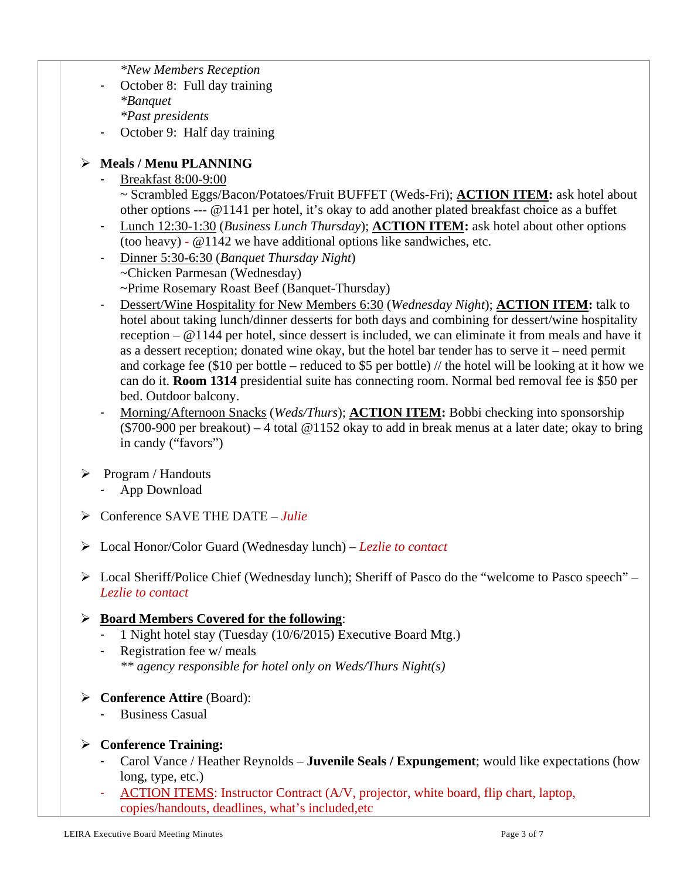*New Members Reception*

- October 8: Full day training
  *Banquet*
  *Past presidents*
- October 9: Half day training

➢ **Meals / Menu PLANNING**

- Breakfast 8:00-9:00
  ~ Scrambled Eggs/Bacon/Potatoes/Fruit BUFFET (Weds-Fri); **ACTION ITEM:** ask hotel about other options --- @1141 per hotel, it's okay to add another plated breakfast choice as a buffet
- Lunch 12:30-1:30 (*Business Lunch Thursday*); **ACTION ITEM:** ask hotel about other options (too heavy) - @1142 we have additional options like sandwiches, etc.
- Dinner 5:30-6:30 (*Banquet Thursday Night*)
  ~Chicken Parmesan (Wednesday)
  ~Prime Rosemary Roast Beef (Banquet-Thursday)
- Dessert/Wine Hospitality for New Members 6:30 (*Wednesday Night*); **ACTION ITEM:** talk to hotel about taking lunch/dinner desserts for both days and combining for dessert/wine hospitality reception – @1144 per hotel, since dessert is included, we can eliminate it from meals and have it as a dessert reception; donated wine okay, but the hotel bar tender has to serve it – need permit and corkage fee ($10 per bottle – reduced to $5 per bottle) // the hotel will be looking at it how we can do it. **Room 1314** presidential suite has connecting room. Normal bed removal fee is $50 per bed. Outdoor balcony.
- Morning/Afternoon Snacks (*Weds/Thurs*); **ACTION ITEM:** Bobbi checking into sponsorship ($700-900 per breakout) – 4 total @1152 okay to add in break menus at a later date; okay to bring in candy ("favors")

➢ Program / Handouts

- App Download

➢ Conference SAVE THE DATE – *Julie*

➢ Local Honor/Color Guard (Wednesday lunch) – *Lezlie to contact*

➢ Local Sheriff/Police Chief (Wednesday lunch); Sheriff of Pasco do the "welcome to Pasco speech" – *Lezlie to contact*

➢ **Board Members Covered for the following**:

- 1 Night hotel stay (Tuesday (10/6/2015) Executive Board Mtg.)
- Registration fee w/ meals
  *** agency responsible for hotel only on Weds/Thurs Night(s)*

➢ **Conference Attire** (Board):

- Business Casual

➢ **Conference Training:**

- Carol Vance / Heather Reynolds – **Juvenile Seals / Expungement**; would like expectations (how long, type, etc.)
- ACTION ITEMS: Instructor Contract (A/V, projector, white board, flip chart, laptop, copies/handouts, deadlines, what's included,etc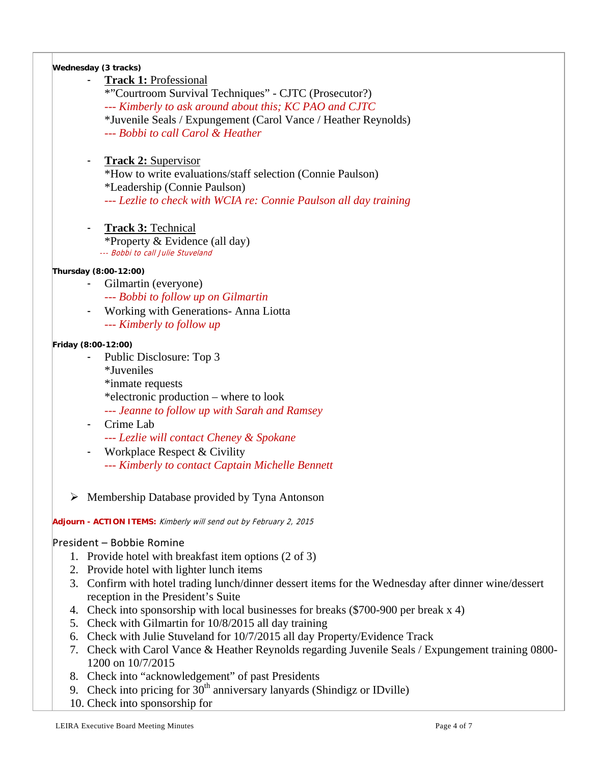**Wednesday (3 tracks)**

- **Track 1:** Professional
  *"Courtroom Survival Techniques" - CJTC (Prosecutor?)
  *--- Kimberly to ask around about this; KC PAO and CJTC*
  *Juvenile Seals / Expungement (Carol Vance / Heather Reynolds)
  *--- Bobbi to call Carol & Heather*

- **Track 2:** Supervisor
  *How to write evaluations/staff selection (Connie Paulson)
  *Leadership (Connie Paulson)
  *--- Lezlie to check with WCIA re: Connie Paulson all day training*

- **Track 3:** Technical
  *Property & Evidence (all day)
  *--- Bobbi to call Julie Stuveland*

**Thursday (8:00-12:00)**

- Gilmartin (everyone)
  *--- Bobbi to follow up on Gilmartin*
- Working with Generations- Anna Liotta
  *--- Kimberly to follow up*

**Friday (8:00-12:00)**

- Public Disclosure: Top 3
  *Juveniles
  *inmate requests
  *electronic production – where to look
  *--- Jeanne to follow up with Sarah and Ramsey*
- Crime Lab
  *--- Lezlie will contact Cheney & Spokane*
- Workplace Respect & Civility
  *--- Kimberly to contact Captain Michelle Bennett*

- Membership Database provided by Tyna Antonson

**Adjourn - ACTION ITEMS:** *Kimberly will send out by February 2, 2015*

President – Bobbie Romine

1. Provide hotel with breakfast item options (2 of 3)
2. Provide hotel with lighter lunch items
3. Confirm with hotel trading lunch/dinner dessert items for the Wednesday after dinner wine/dessert reception in the President's Suite
4. Check into sponsorship with local businesses for breaks ($700-900 per break x 4)
5. Check with Gilmartin for 10/8/2015 all day training
6. Check with Julie Stuveland for 10/7/2015 all day Property/Evidence Track
7. Check with Carol Vance & Heather Reynolds regarding Juvenile Seals / Expungement training 0800-1200 on 10/7/2015
8. Check into "acknowledgement" of past Presidents
9. Check into pricing for 30th anniversary lanyards (Shindigz or IDville)
10. Check into sponsorship for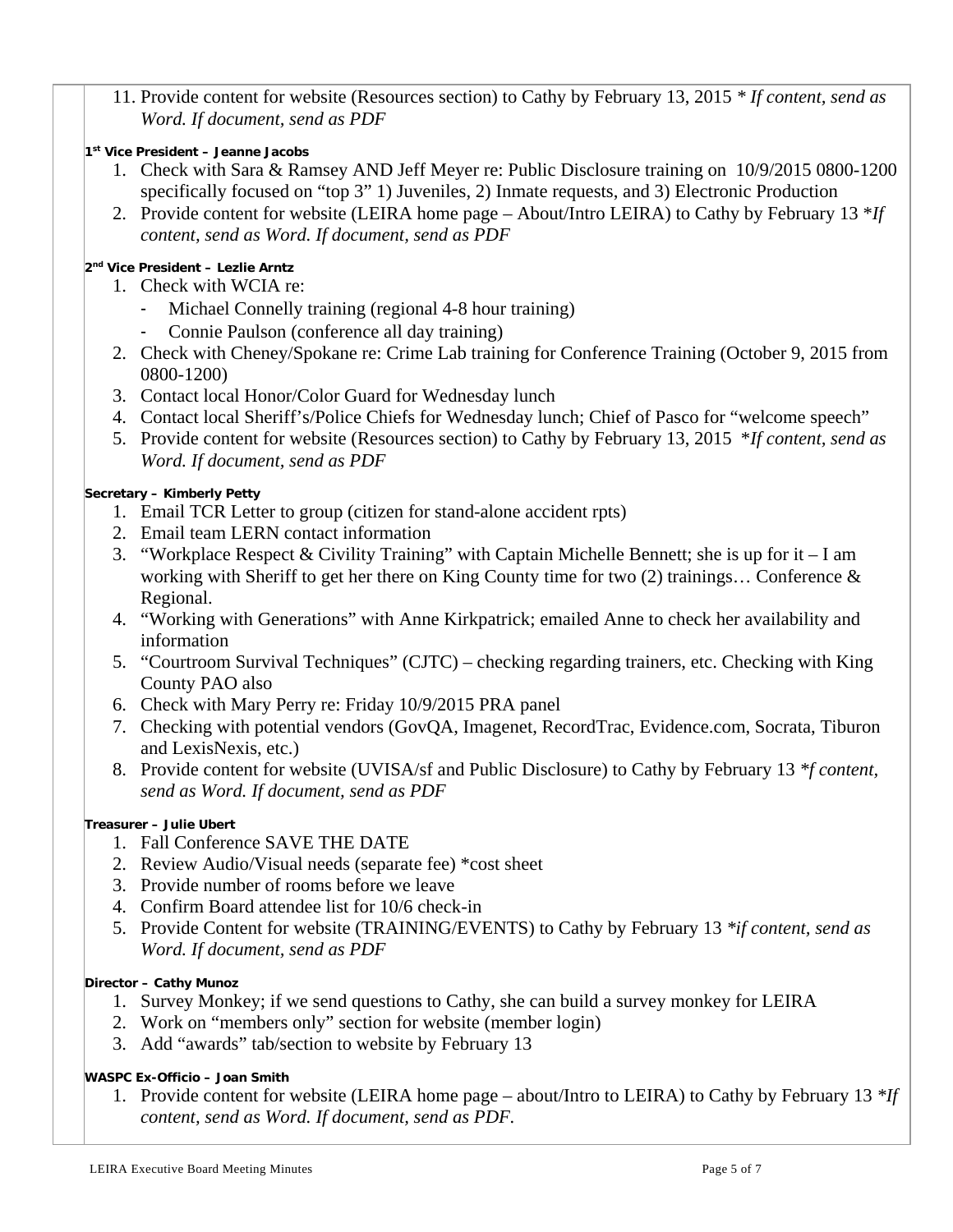11. Provide content for website (Resources section) to Cathy by February 13, 2015 * *If content, send as Word. If document, send as PDF*

**1st Vice President – Jeanne Jacobs**

1. Check with Sara & Ramsey AND Jeff Meyer re: Public Disclosure training on 10/9/2015 0800-1200 specifically focused on "top 3" 1) Juveniles, 2) Inmate requests, and 3) Electronic Production
2. Provide content for website (LEIRA home page – About/Intro LEIRA) to Cathy by February 13 **If content, send as Word. If document, send as PDF*

**2nd Vice President – Lezlie Arntz**

1. Check with WCIA re:
   - Michael Connelly training (regional 4-8 hour training)
   - Connie Paulson (conference all day training)
2. Check with Cheney/Spokane re: Crime Lab training for Conference Training (October 9, 2015 from 0800-1200)
3. Contact local Honor/Color Guard for Wednesday lunch
4. Contact local Sheriff's/Police Chiefs for Wednesday lunch; Chief of Pasco for "welcome speech"
5. Provide content for website (Resources section) to Cathy by February 13, 2015 **If content, send as Word. If document, send as PDF*

**Secretary – Kimberly Petty**

1. Email TCR Letter to group (citizen for stand-alone accident rpts)
2. Email team LERN contact information
3. "Workplace Respect & Civility Training" with Captain Michelle Bennett; she is up for it – I am working with Sheriff to get her there on King County time for two (2) trainings… Conference & Regional.
4. "Working with Generations" with Anne Kirkpatrick; emailed Anne to check her availability and information
5. "Courtroom Survival Techniques" (CJTC) – checking regarding trainers, etc. Checking with King County PAO also
6. Check with Mary Perry re: Friday 10/9/2015 PRA panel
7. Checking with potential vendors (GovQA, Imagenet, RecordTrac, Evidence.com, Socrata, Tiburon and LexisNexis, etc.)
8. Provide content for website (UVISA/sf and Public Disclosure) to Cathy by February 13 **f content, send as Word. If document, send as PDF*

**Treasurer – Julie Ubert**

1. Fall Conference SAVE THE DATE
2. Review Audio/Visual needs (separate fee) *cost sheet
3. Provide number of rooms before we leave
4. Confirm Board attendee list for 10/6 check-in
5. Provide Content for website (TRAINING/EVENTS) to Cathy by February 13 **if content, send as Word. If document, send as PDF*

**Director – Cathy Munoz**

1. Survey Monkey; if we send questions to Cathy, she can build a survey monkey for LEIRA
2. Work on "members only" section for website (member login)
3. Add "awards" tab/section to website by February 13

**WASPC Ex-Officio – Joan Smith**

1. Provide content for website (LEIRA home page – about/Intro to LEIRA) to Cathy by February 13 **If content, send as Word. If document, send as PDF.*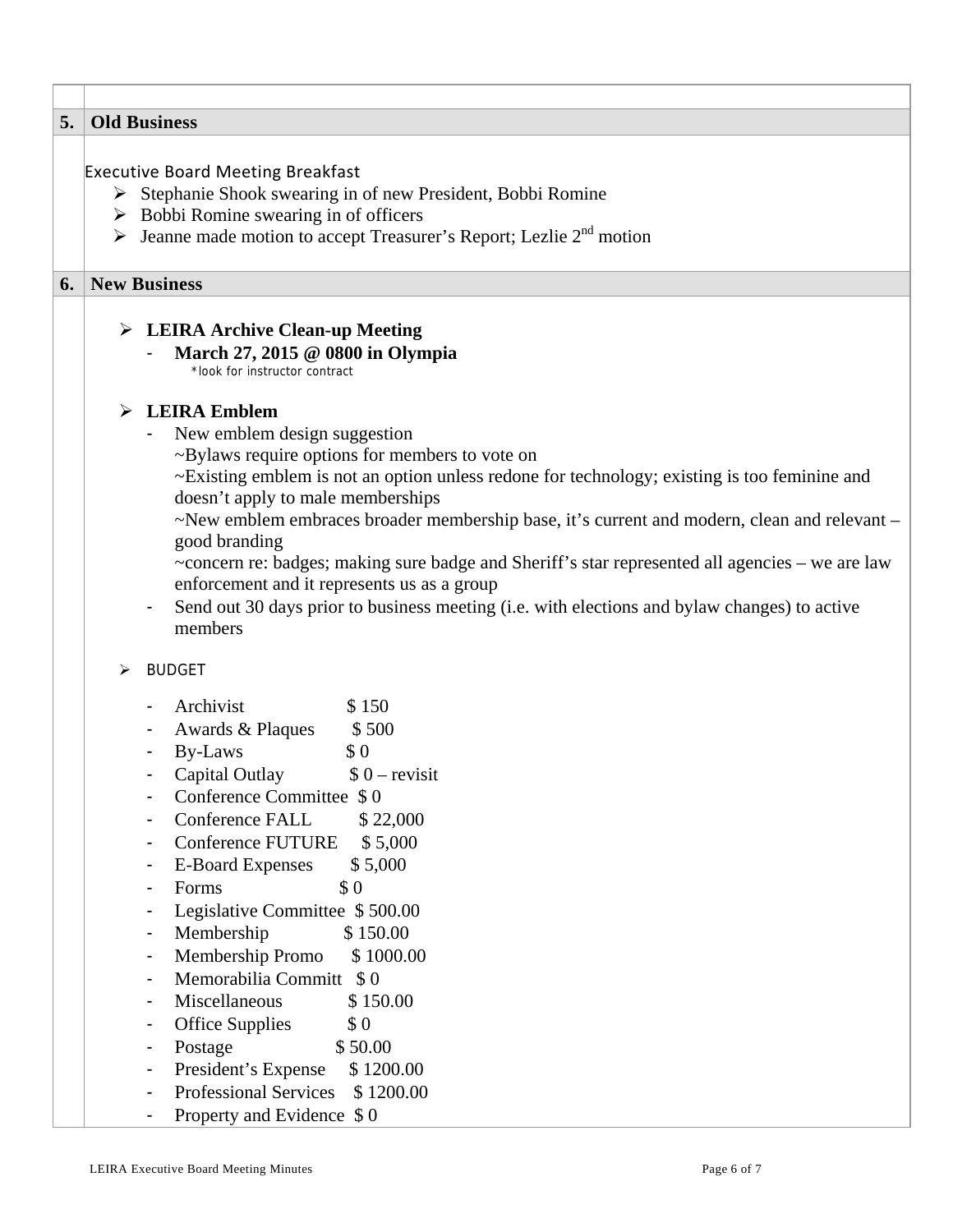## 5. Old Business

Executive Board Meeting Breakfast

- Stephanie Shook swearing in of new President, Bobbi Romine
- Bobbi Romine swearing in of officers
- Jeanne made motion to accept Treasurer's Report; Lezlie 2nd motion

## 6. New Business

- **LEIRA Archive Clean-up Meeting**
  - **March 27, 2015 @ 0800 in Olympia**
    *look for instructor contract

- **LEIRA Emblem**
  - New emblem design suggestion
    ~Bylaws require options for members to vote on
    ~Existing emblem is not an option unless redone for technology; existing is too feminine and doesn't apply to male memberships
    ~New emblem embraces broader membership base, it's current and modern, clean and relevant – good branding
    ~concern re: badges; making sure badge and Sheriff's star represented all agencies – we are law enforcement and it represents us as a group
  - Send out 30 days prior to business meeting (i.e. with elections and bylaw changes) to active members

- BUDGET
  - Archivist $ 150
  - Awards & Plaques $ 500
  - By-Laws $ 0
  - Capital Outlay $ 0 – revisit
  - Conference Committee $ 0
  - Conference FALL $ 22,000
  - Conference FUTURE $ 5,000
  - E-Board Expenses $ 5,000
  - Forms $ 0
  - Legislative Committee $ 500.00
  - Membership $ 150.00
  - Membership Promo $ 1000.00
  - Memorabilia Committ $ 0
  - Miscellaneous $ 150.00
  - Office Supplies $ 0
  - Postage $ 50.00
  - President's Expense $ 1200.00
  - Professional Services $ 1200.00
  - Property and Evidence $ 0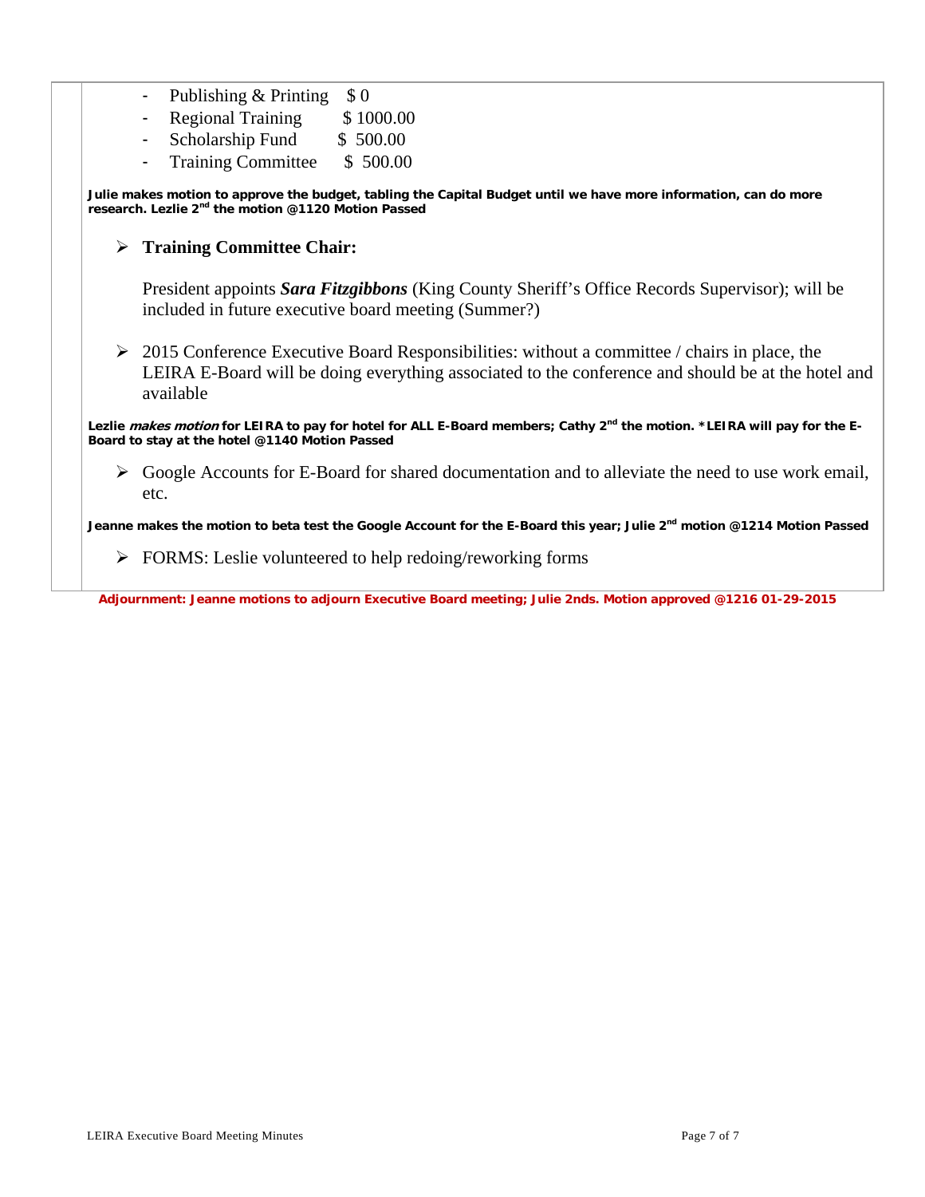- Publishing & Printing $ 0
- Regional Training $ 1000.00
- Scholarship Fund $ 500.00
- Training Committee $ 500.00

**Julie makes motion to approve the budget, tabling the Capital Budget until we have more information, can do more research. Lezlie 2nd the motion @1120 Motion Passed**

- **Training Committee Chair:**

  President appoints ***Sara Fitzgibbons*** (King County Sheriff's Office Records Supervisor); will be included in future executive board meeting (Summer?)

- 2015 Conference Executive Board Responsibilities: without a committee / chairs in place, the LEIRA E-Board will be doing everything associated to the conference and should be at the hotel and available

**Lezlie *makes motion* for LEIRA to pay for hotel for ALL E-Board members; Cathy 2nd the motion. *LEIRA will pay for the E-Board to stay at the hotel @1140 Motion Passed**

- Google Accounts for E-Board for shared documentation and to alleviate the need to use work email, etc.

**Jeanne makes the motion to beta test the Google Account for the E-Board this year; Julie 2nd motion @1214 Motion Passed**

- FORMS: Leslie volunteered to help redoing/reworking forms

**Adjournment: Jeanne motions to adjourn Executive Board meeting; Julie 2nds. Motion approved @1216 01-29-2015**